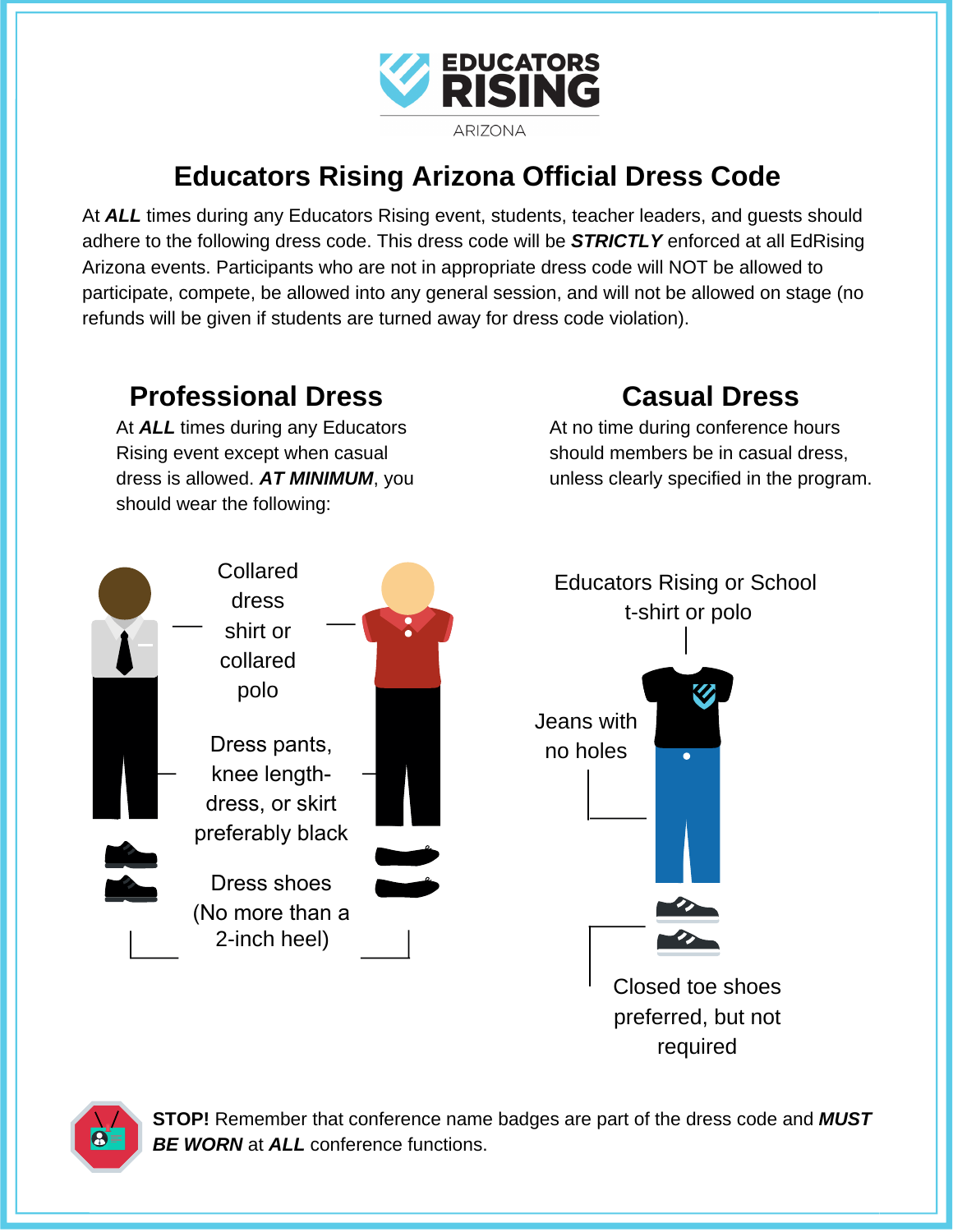EDUCATORS RISING

ARIZONA

# Educators Rising Arizona Official Dress Code

At ***ALL*** times during any Educators Rising event, students, teacher leaders, and guests should adhere to the following dress code. This dress code will be ***STRICTLY*** enforced at all EdRising Arizona events. Participants who are not in appropriate dress code will NOT be allowed to participate, compete, be allowed into any general session, and will not be allowed on stage (no refunds will be given if students are turned away for dress code violation).

## Professional Dress

At ***ALL*** times during any Educators Rising event except when casual dress is allowed. ***AT MINIMUM***, you should wear the following:

- Collared dress shirt or collared polo
- Dress pants, knee length-dress, or skirt preferably black
- Dress shoes (No more than a 2-inch heel)

## Casual Dress

At no time during conference hours should members be in casual dress, unless clearly specified in the program.

- Educators Rising or School t-shirt or polo
- Jeans with no holes
- Closed toe shoes preferred, but not required

**STOP!** Remember that conference name badges are part of the dress code and ***MUST BE WORN*** at ***ALL*** conference functions.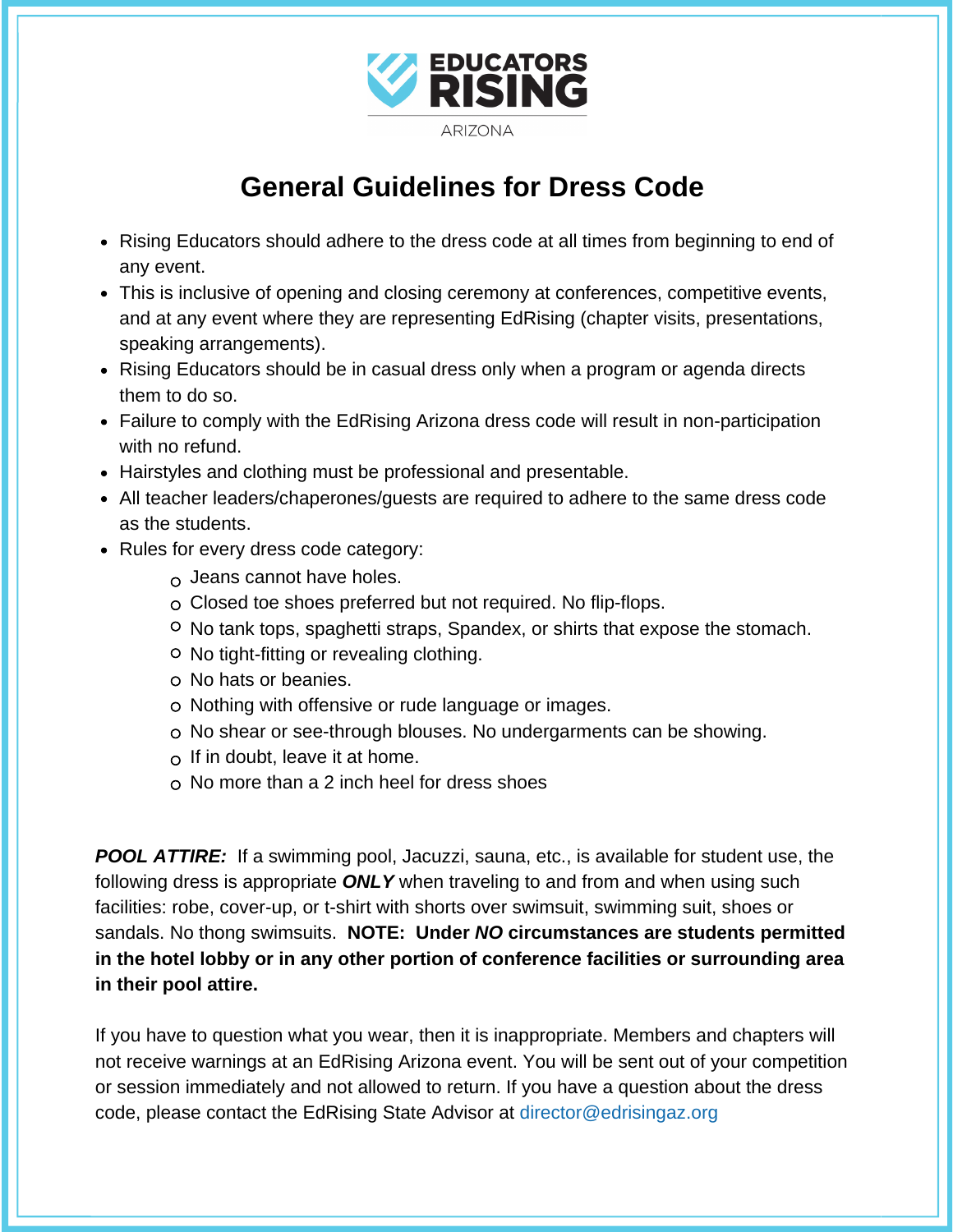EDUCATORS RISING

ARIZONA

# General Guidelines for Dress Code

- Rising Educators should adhere to the dress code at all times from beginning to end of any event.
- This is inclusive of opening and closing ceremony at conferences, competitive events, and at any event where they are representing EdRising (chapter visits, presentations, speaking arrangements).
- Rising Educators should be in casual dress only when a program or agenda directs them to do so.
- Failure to comply with the EdRising Arizona dress code will result in non-participation with no refund.
- Hairstyles and clothing must be professional and presentable.
- All teacher leaders/chaperones/guests are required to adhere to the same dress code as the students.
- Rules for every dress code category:
  - Jeans cannot have holes.
  - Closed toe shoes preferred but not required. No flip-flops.
  - No tank tops, spaghetti straps, Spandex, or shirts that expose the stomach.
  - No tight-fitting or revealing clothing.
  - No hats or beanies.
  - Nothing with offensive or rude language or images.
  - No shear or see-through blouses. No undergarments can be showing.
  - If in doubt, leave it at home.
  - No more than a 2 inch heel for dress shoes

***POOL ATTIRE:*** If a swimming pool, Jacuzzi, sauna, etc., is available for student use, the following dress is appropriate ***ONLY*** when traveling to and from and when using such facilities: robe, cover-up, or t-shirt with shorts over swimsuit, swimming suit, shoes or sandals. No thong swimsuits. **NOTE: Under *NO* circumstances are students permitted in the hotel lobby or in any other portion of conference facilities or surrounding area in their pool attire.**

If you have to question what you wear, then it is inappropriate. Members and chapters will not receive warnings at an EdRising Arizona event. You will be sent out of your competition or session immediately and not allowed to return. If you have a question about the dress code, please contact the EdRising State Advisor at director@edrisingaz.org